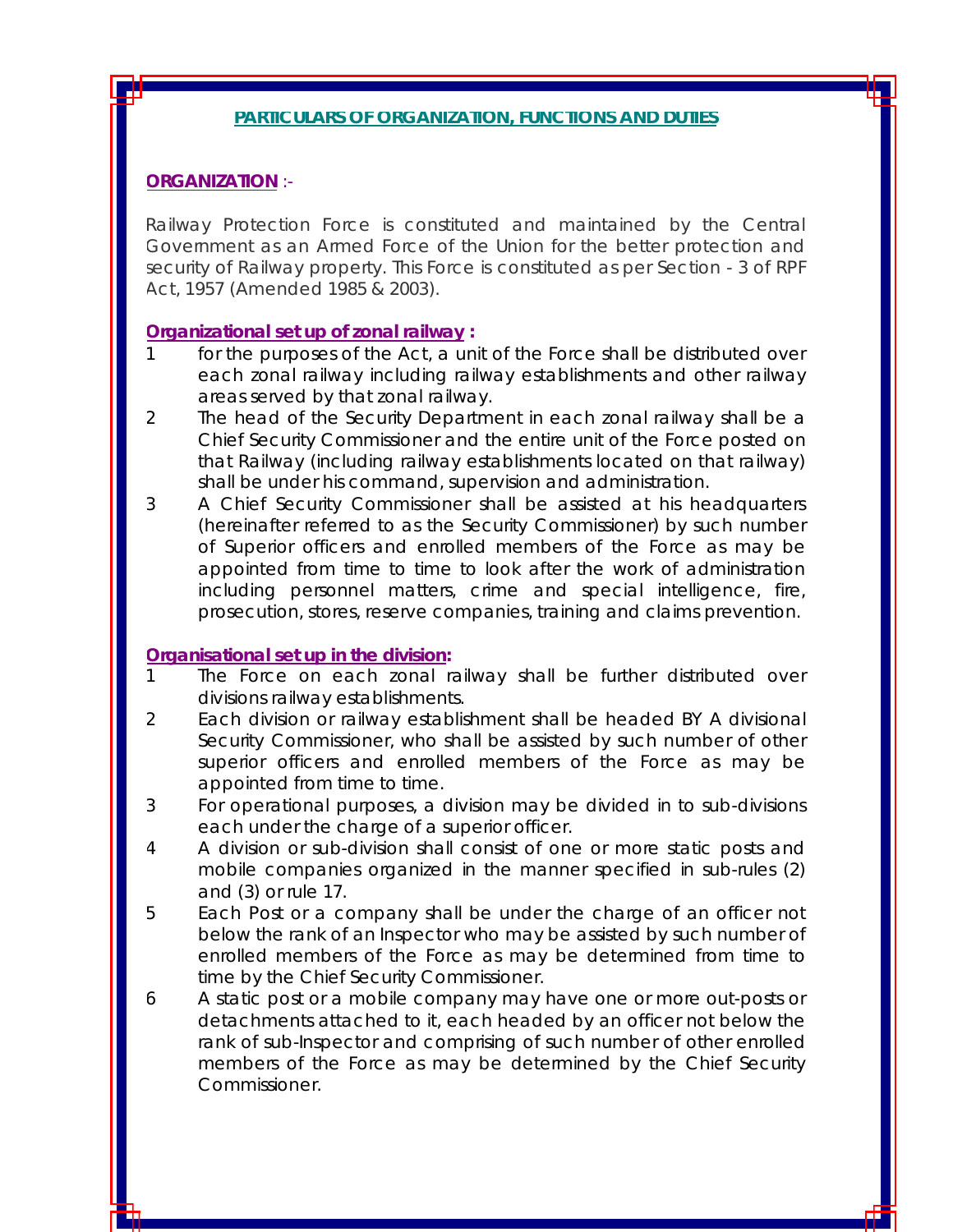## PARTICULARS OF ORGANIZATION, FUNCTIONS AND DUTIES

### ORGANIZATION :-

Railway Protection Force is constituted and maintained by the Central Government as an Armed Force of the Union for the better protection and security of Railway property. This Force is constituted as per Section - 3 of RPF Act, 1957 (Amended 1985 & 2003).

#### *Organizational set up of zonal railway* :

1. for the purposes of the Act, a unit of the Force shall be distributed over each zonal railway including railway establishments and other railway areas served by that zonal railway.
2. The head of the Security Department in each zonal railway shall be a Chief Security Commissioner and the entire unit of the Force posted on that Railway (including railway establishments located on that railway) shall be under his command, supervision and administration.
3. A Chief Security Commissioner shall be assisted at his headquarters (hereinafter referred to as the Security Commissioner) by such number of Superior officers and enrolled members of the Force as may be appointed from time to time to look after the work of administration including personnel matters, crime and special intelligence, fire, prosecution, stores, reserve companies, training and claims prevention.

#### *Organisational set up in the division*:

1. The Force on each zonal railway shall be further distributed over divisions railway establishments.
2. Each division or railway establishment shall be headed BY A divisional Security Commissioner, who shall be assisted by such number of other superior officers and enrolled members of the Force as may be appointed from time to time.
3. For operational purposes, a division may be divided in to sub-divisions each under the charge of a superior officer.
4. A division or sub-division shall consist of one or more static posts and mobile companies organized in the manner specified in sub-rules (2) and (3) or rule 17.
5. Each Post or a company shall be under the charge of an officer not below the rank of an Inspector who may be assisted by such number of enrolled members of the Force as may be determined from time to time by the Chief Security Commissioner.
6. A static post or a mobile company may have one or more out-posts or detachments attached to it, each headed by an officer not below the rank of sub-Inspector and comprising of such number of other enrolled members of the Force as may be determined by the Chief Security Commissioner.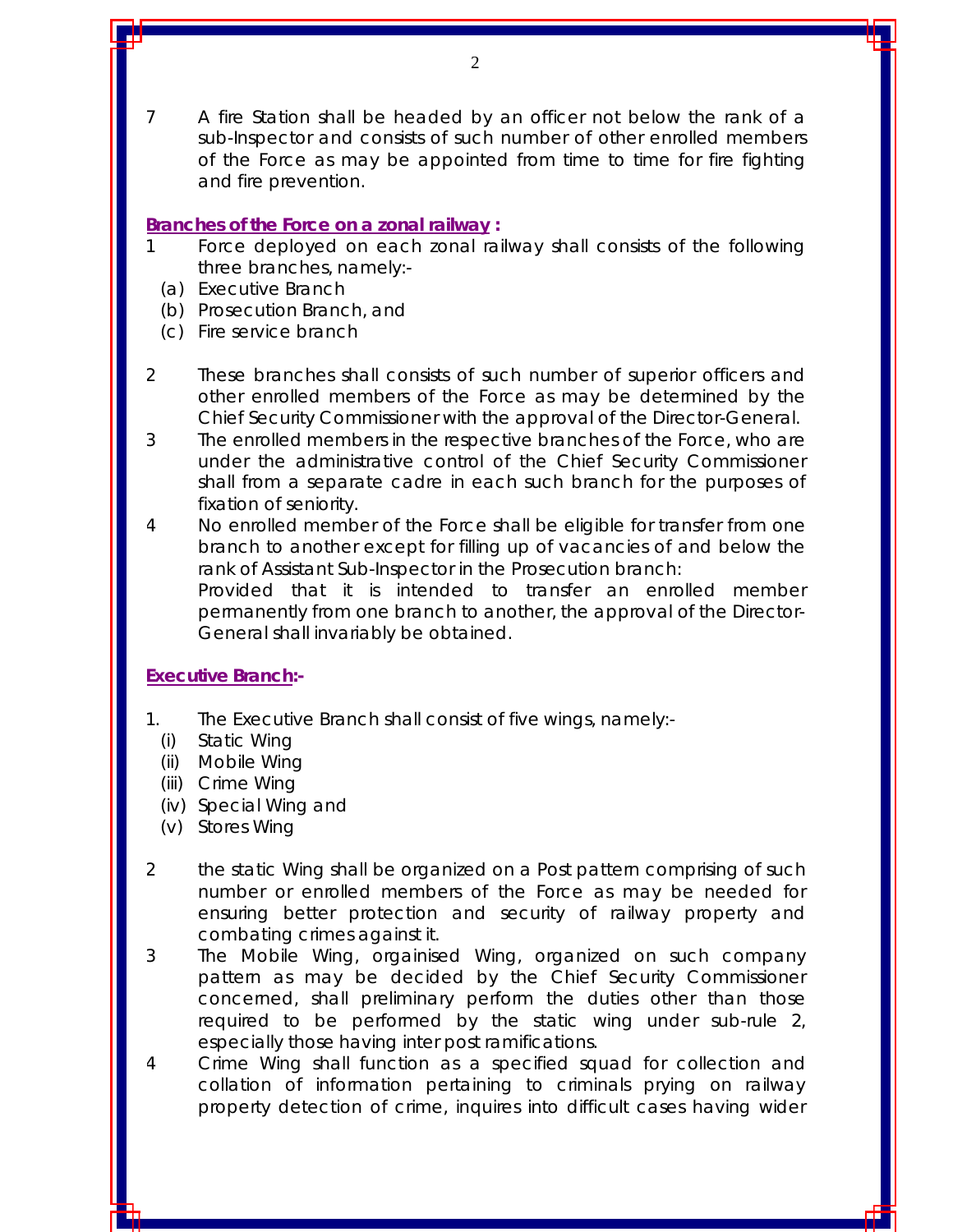7 A fire Station shall be headed by an officer not below the rank of a sub-Inspector and consists of such number of other enrolled members of the Force as may be appointed from time to time for fire fighting and fire prevention.

**Branches of the Force on a zonal railway :**

1 Force deployed on each zonal railway shall consists of the following three branches, namely:-
   (a) Executive Branch
   (b) Prosecution Branch, and
   (c) Fire service branch

2 These branches shall consists of such number of superior officers and other enrolled members of the Force as may be determined by the Chief Security Commissioner with the approval of the Director-General.

3 The enrolled members in the respective branches of the Force, who are under the administrative control of the Chief Security Commissioner shall from a separate cadre in each such branch for the purposes of fixation of seniority.

4 No enrolled member of the Force shall be eligible for transfer from one branch to another except for filling up of vacancies of and below the rank of Assistant Sub-Inspector in the Prosecution branch:
   Provided that it is intended to transfer an enrolled member permanently from one branch to another, the approval of the Director-General shall invariably be obtained.

**Executive Branch:-**

1. The Executive Branch shall consist of five wings, namely:-
   (i) Static Wing
   (ii) Mobile Wing
   (iii) Crime Wing
   (iv) Special Wing and
   (v) Stores Wing

2 the static Wing shall be organized on a Post pattern comprising of such number or enrolled members of the Force as may be needed for ensuring better protection and security of railway property and combating crimes against it.

3 The Mobile Wing, orgainised Wing, organized on such company pattern as may be decided by the Chief Security Commissioner concerned, shall preliminary perform the duties other than those required to be performed by the static wing under sub-rule 2, especially those having inter post ramifications.

4 Crime Wing shall function as a specified squad for collection and collation of information pertaining to criminals prying on railway property detection of crime, inquires into difficult cases having wider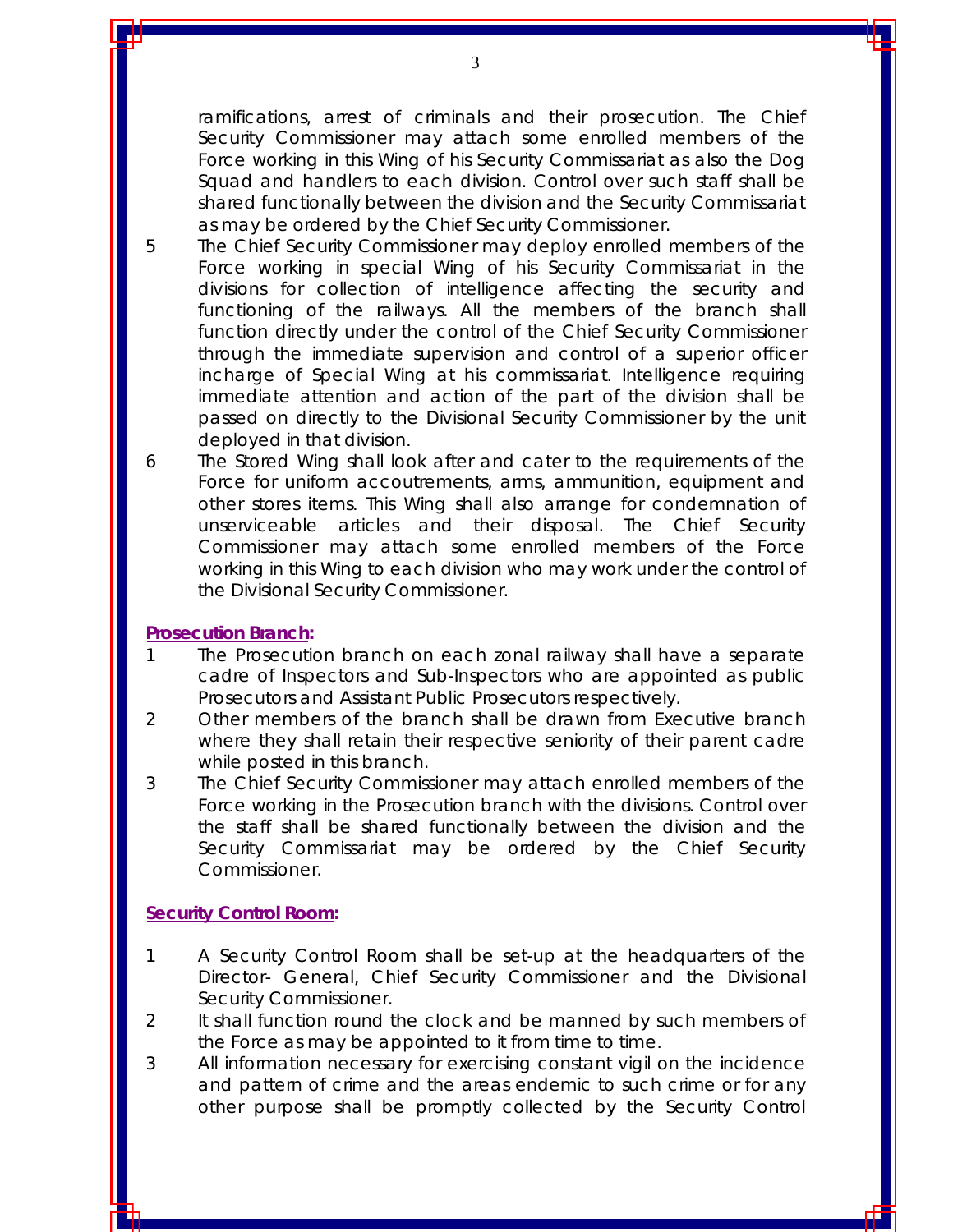ramifications, arrest of criminals and their prosecution. The Chief Security Commissioner may attach some enrolled members of the Force working in this Wing of his Security Commissariat as also the Dog Squad and handlers to each division. Control over such staff shall be shared functionally between the division and the Security Commissariat as may be ordered by the Chief Security Commissioner.

5 The Chief Security Commissioner may deploy enrolled members of the Force working in special Wing of his Security Commissariat in the divisions for collection of intelligence affecting the security and functioning of the railways. All the members of the branch shall function directly under the control of the Chief Security Commissioner through the immediate supervision and control of a superior officer incharge of Special Wing at his commissariat. Intelligence requiring immediate attention and action of the part of the division shall be passed on directly to the Divisional Security Commissioner by the unit deployed in that division.

6 The Stored Wing shall look after and cater to the requirements of the Force for uniform accoutrements, arms, ammunition, equipment and other stores items. This Wing shall also arrange for condemnation of unserviceable articles and their disposal. The Chief Security Commissioner may attach some enrolled members of the Force working in this Wing to each division who may work under the control of the Divisional Security Commissioner.

**Prosecution Branch:**

1 The Prosecution branch on each zonal railway shall have a separate cadre of Inspectors and Sub-Inspectors who are appointed as public Prosecutors and Assistant Public Prosecutors respectively.

2 Other members of the branch shall be drawn from Executive branch where they shall retain their respective seniority of their parent cadre while posted in this branch.

3 The Chief Security Commissioner may attach enrolled members of the Force working in the Prosecution branch with the divisions. Control over the staff shall be shared functionally between the division and the Security Commissariat may be ordered by the Chief Security Commissioner.

**Security Control Room:**

1 A Security Control Room shall be set-up at the headquarters of the Director- General, Chief Security Commissioner and the Divisional Security Commissioner.

2 It shall function round the clock and be manned by such members of the Force as may be appointed to it from time to time.

3 All information necessary for exercising constant vigil on the incidence and pattern of crime and the areas endemic to such crime or for any other purpose shall be promptly collected by the Security Control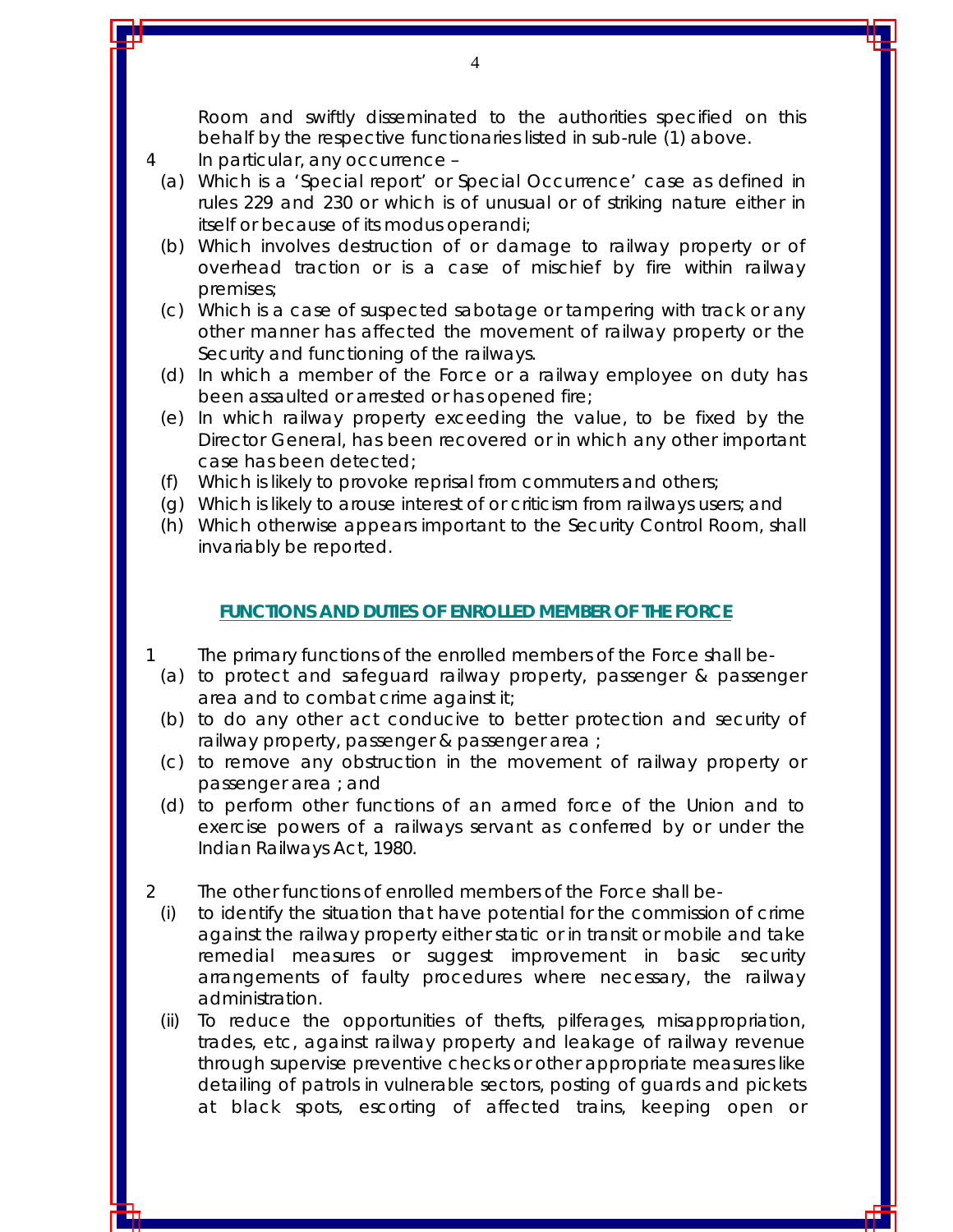Room and swiftly disseminated to the authorities specified on this behalf by the respective functionaries listed in sub-rule (1) above.

4 In particular, any occurrence –

(a) Which is a 'Special report' or Special Occurrence' case as defined in rules 229 and 230 or which is of unusual or of striking nature either in itself or because of its modus operandi;

(b) Which involves destruction of or damage to railway property or of overhead traction or is a case of mischief by fire within railway premises;

(c) Which is a case of suspected sabotage or tampering with track or any other manner has affected the movement of railway property or the Security and functioning of the railways.

(d) In which a member of the Force or a railway employee on duty has been assaulted or arrested or has opened fire;

(e) In which railway property exceeding the value, to be fixed by the Director General, has been recovered or in which any other important case has been detected;

(f) Which is likely to provoke reprisal from commuters and others;

(g) Which is likely to arouse interest of or criticism from railways users; and

(h) Which otherwise appears important to the Security Control Room, shall invariably be reported.

## FUNCTIONS AND DUTIES OF ENROLLED MEMBER OF THE FORCE

1 The primary functions of the enrolled members of the Force shall be-

(a) to protect and safeguard railway property, passenger & passenger area and to combat crime against it;

(b) to do any other act conducive to better protection and security of railway property, passenger & passenger area ;

(c) to remove any obstruction in the movement of railway property or passenger area ; and

(d) to perform other functions of an armed force of the Union and to exercise powers of a railways servant as conferred by or under the Indian Railways Act, 1980.

2 The other functions of enrolled members of the Force shall be-

(i) to identify the situation that have potential for the commission of crime against the railway property either static or in transit or mobile and take remedial measures or suggest improvement in basic security arrangements of faulty procedures where necessary, the railway administration.

(ii) To reduce the opportunities of thefts, pilferages, misappropriation, trades, etc, against railway property and leakage of railway revenue through supervise preventive checks or other appropriate measures like detailing of patrols in vulnerable sectors, posting of guards and pickets at black spots, escorting of affected trains, keeping open or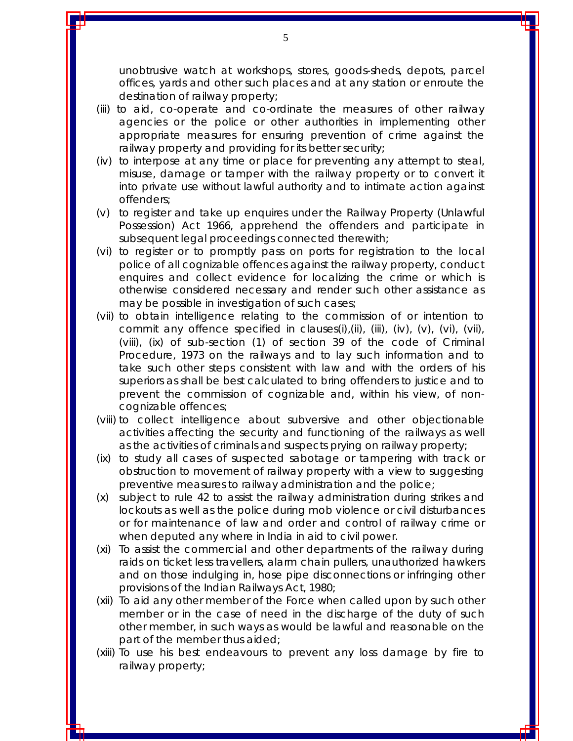unobtrusive watch at workshops, stores, goods-sheds, depots, parcel offices, yards and other such places and at any station or enroute the destination of railway property;

(iii) to aid, co-operate and co-ordinate the measures of other railway agencies or the police or other authorities in implementing other appropriate measures for ensuring prevention of crime against the railway property and providing for its better security;

(iv) to interpose at any time or place for preventing any attempt to steal, misuse, damage or tamper with the railway property or to convert it into private use without lawful authority and to intimate action against offenders;

(v) to register and take up enquires under the Railway Property (Unlawful Possession) Act 1966, apprehend the offenders and participate in subsequent legal proceedings connected therewith;

(vi) to register or to promptly pass on ports for registration to the local police of all cognizable offences against the railway property, conduct enquires and collect evidence for localizing the crime or which is otherwise considered necessary and render such other assistance as may be possible in investigation of such cases;

(vii) to obtain intelligence relating to the commission of or intention to commit any offence specified in clauses(i),(ii), (iii), (iv), (v), (vi), (vii), (viii), (ix) of sub-section (1) of section 39 of the code of Criminal Procedure, 1973 on the railways and to lay such information and to take such other steps consistent with law and with the orders of his superiors as shall be best calculated to bring offenders to justice and to prevent the commission of cognizable and, within his view, of non-cognizable offences;

(viii) to collect intelligence about subversive and other objectionable activities affecting the security and functioning of the railways as well as the activities of criminals and suspects prying on railway property;

(ix) to study all cases of suspected sabotage or tampering with track or obstruction to movement of railway property with a view to suggesting preventive measures to railway administration and the police;

(x) subject to rule 42 to assist the railway administration during strikes and lockouts as well as the police during mob violence or civil disturbances or for maintenance of law and order and control of railway crime or when deputed any where in India in aid to civil power.

(xi) To assist the commercial and other departments of the railway during raids on ticket less travellers, alarm chain pullers, unauthorized hawkers and on those indulging in, hose pipe disconnections or infringing other provisions of the Indian Railways Act, 1980;

(xii) To aid any other member of the Force when called upon by such other member or in the case of need in the discharge of the duty of such other member, in such ways as would be lawful and reasonable on the part of the member thus aided;

(xiii) To use his best endeavours to prevent any loss damage by fire to railway property;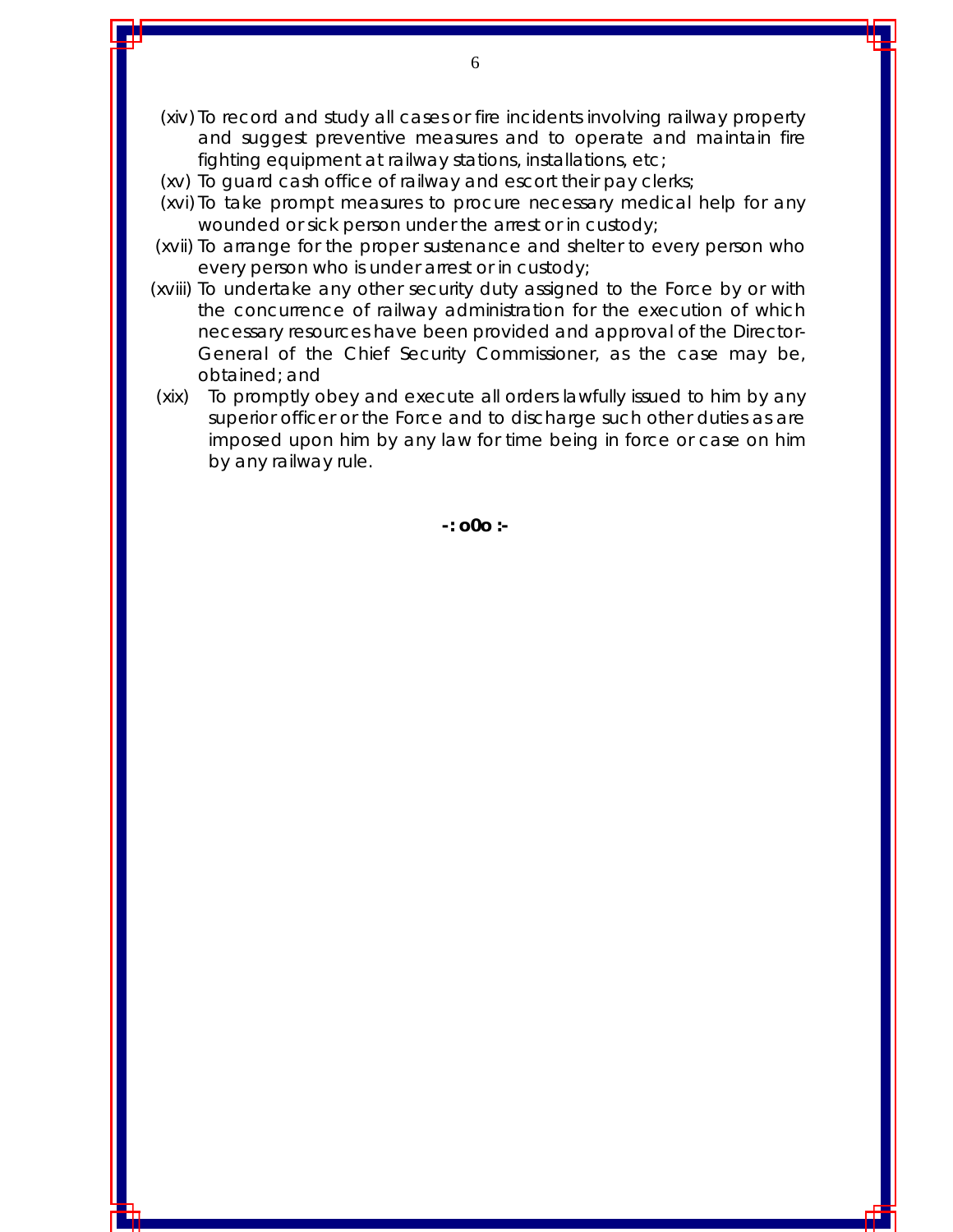(xiv) To record and study all cases or fire incidents involving railway property and suggest preventive measures and to operate and maintain fire fighting equipment at railway stations, installations, etc;

(xv) To guard cash office of railway and escort their pay clerks;

(xvi) To take prompt measures to procure necessary medical help for any wounded or sick person under the arrest or in custody;

(xvii) To arrange for the proper sustenance and shelter to every person who every person who is under arrest or in custody;

(xviii) To undertake any other security duty assigned to the Force by or with the concurrence of railway administration for the execution of which necessary resources have been provided and approval of the Director-General of the Chief Security Commissioner, as the case may be, obtained; and

(xix) To promptly obey and execute all orders lawfully issued to him by any superior officer or the Force and to discharge such other duties as are imposed upon him by any law for time being in force or case on him by any railway rule.

**-: o0o :-**